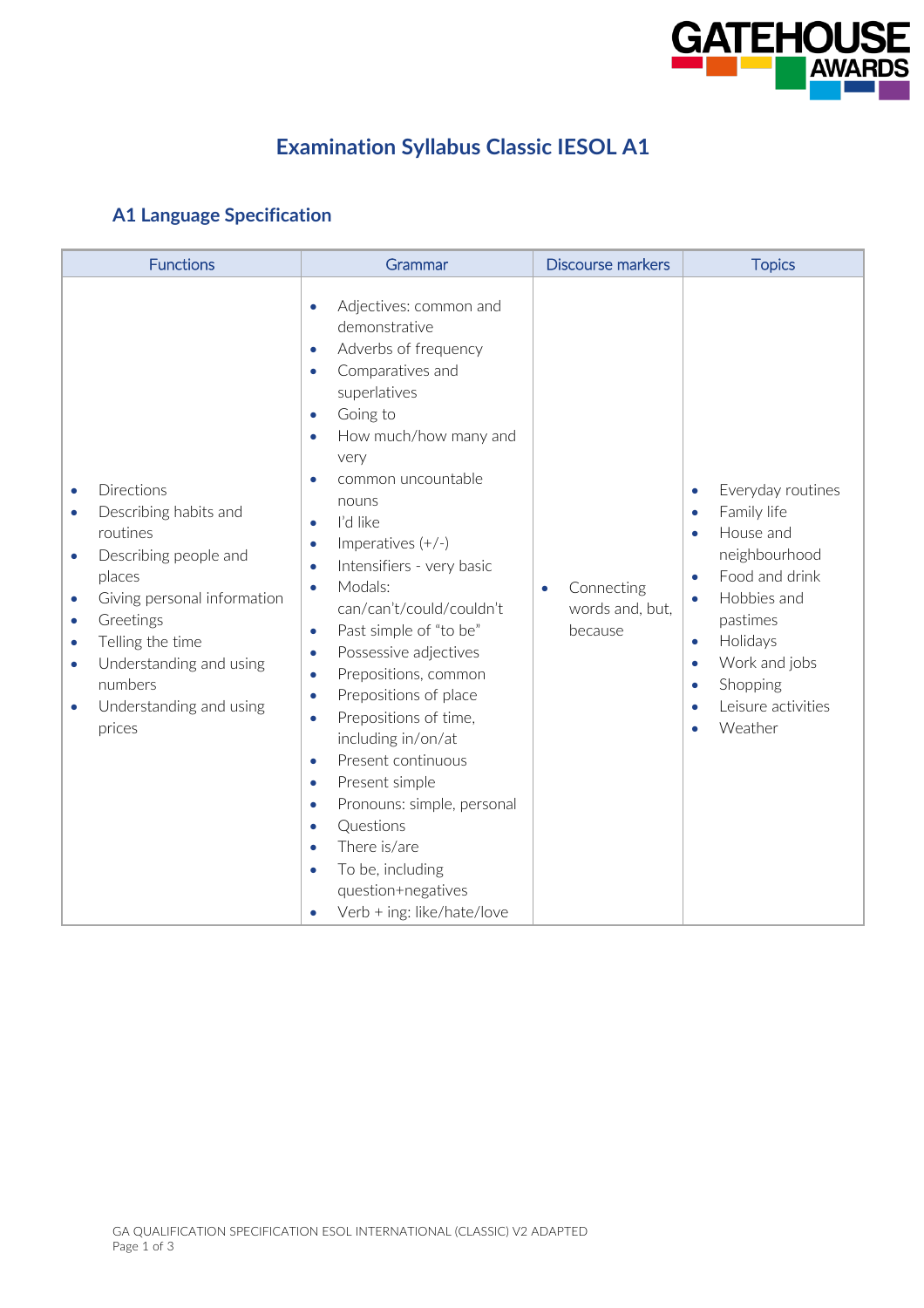# Examination Syllabus Classic IESOL A1

## A1 Language Specification

| Functions | Grammar | Discourse markers | Topics |
|---|---|---|---|
| • Directions<br>• Describing habits and routines<br>• Describing people and places<br>• Giving personal information<br>• Greetings<br>• Telling the time<br>• Understanding and using numbers<br>• Understanding and using prices | • Adjectives: common and demonstrative<br>• Adverbs of frequency<br>• Comparatives and superlatives<br>• Going to<br>• How much/how many and very<br>• common uncountable nouns<br>• I'd like<br>• Imperatives (+/-)<br>• Intensifiers - very basic<br>• Modals: can/can't/could/couldn't<br>• Past simple of "to be"<br>• Possessive adjectives<br>• Prepositions, common<br>• Prepositions of place<br>• Prepositions of time, including in/on/at<br>• Present continuous<br>• Present simple<br>• Pronouns: simple, personal<br>• Questions<br>• There is/are<br>• To be, including question+negatives<br>• Verb + ing: like/hate/love | • Connecting words and, but, because | • Everyday routines<br>• Family life<br>• House and neighbourhood<br>• Food and drink<br>• Hobbies and pastimes<br>• Holidays<br>• Work and jobs<br>• Shopping<br>• Leisure activities<br>• Weather |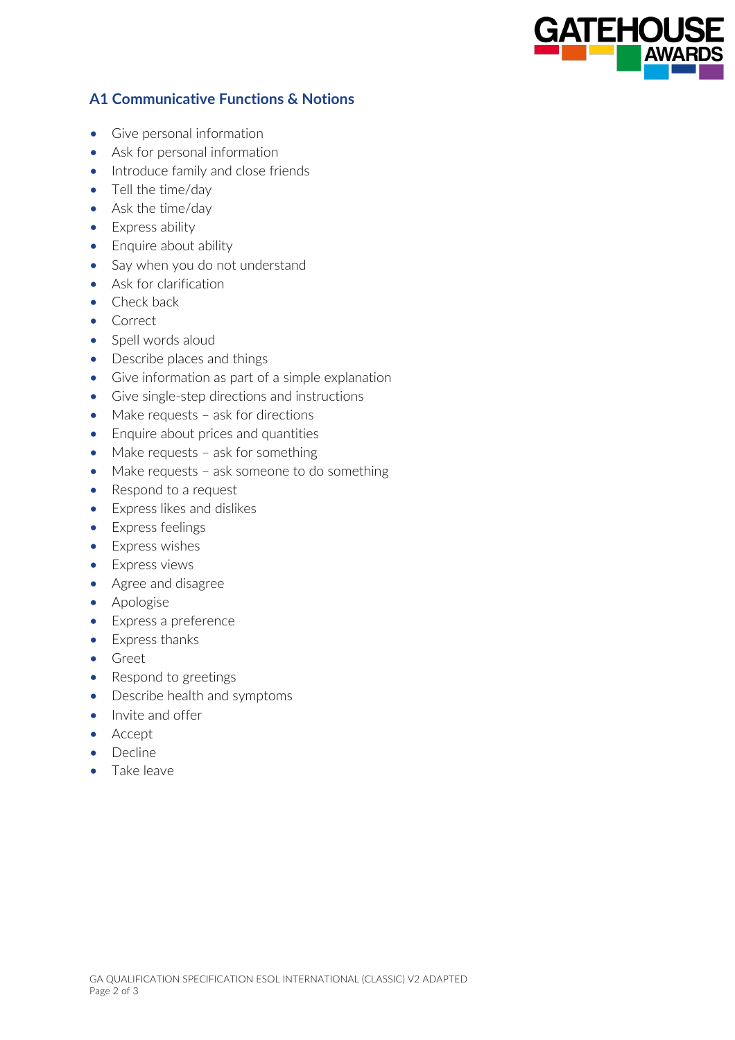## A1 Communicative Functions & Notions

- Give personal information
- Ask for personal information
- Introduce family and close friends
- Tell the time/day
- Ask the time/day
- Express ability
- Enquire about ability
- Say when you do not understand
- Ask for clarification
- Check back
- Correct
- Spell words aloud
- Describe places and things
- Give information as part of a simple explanation
- Give single-step directions and instructions
- Make requests – ask for directions
- Enquire about prices and quantities
- Make requests – ask for something
- Make requests – ask someone to do something
- Respond to a request
- Express likes and dislikes
- Express feelings
- Express wishes
- Express views
- Agree and disagree
- Apologise
- Express a preference
- Express thanks
- Greet
- Respond to greetings
- Describe health and symptoms
- Invite and offer
- Accept
- Decline
- Take leave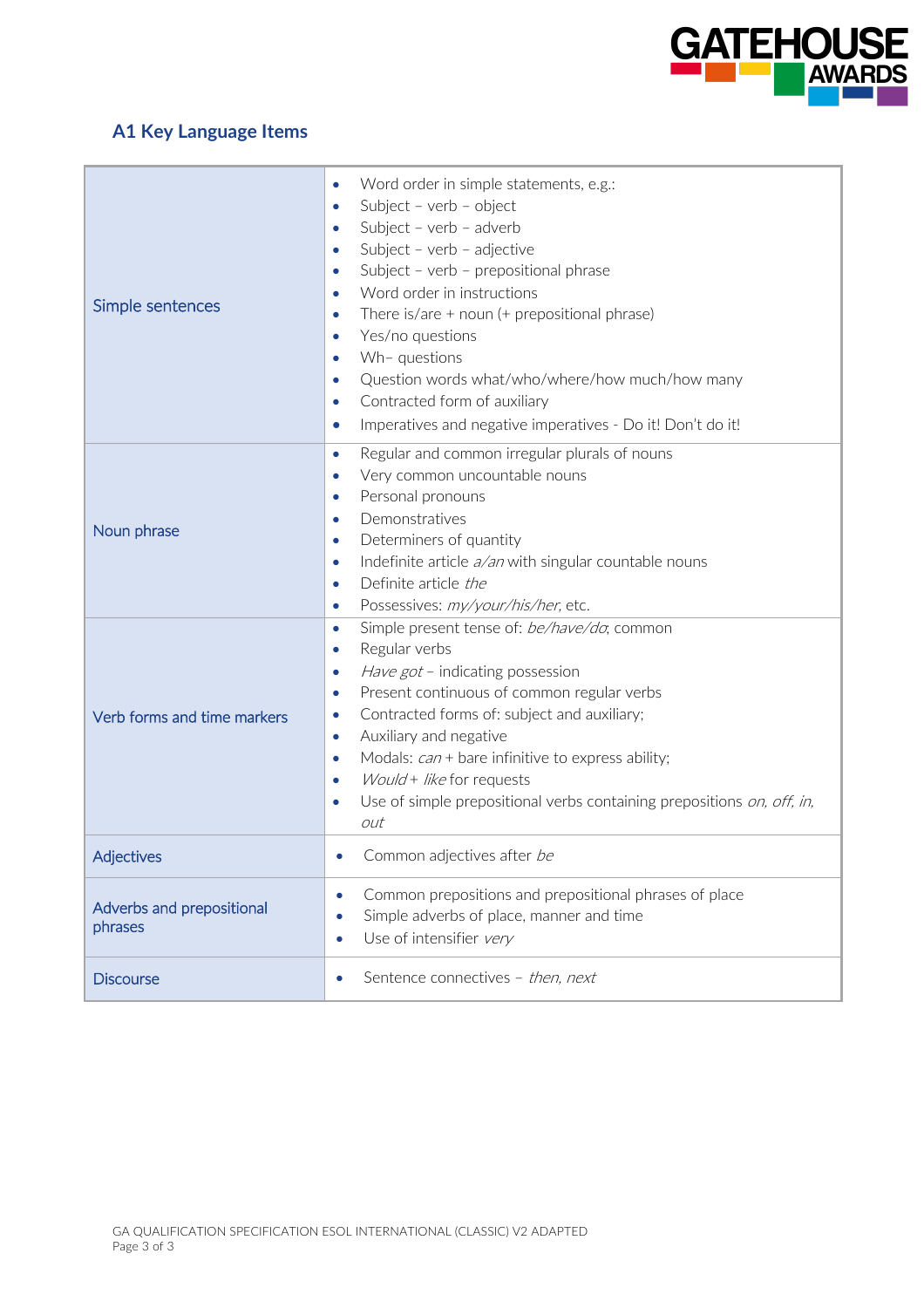## A1 Key Language Items

| | |
|---|---|
| Simple sentences | • Word order in simple statements, e.g.:<br>• Subject – verb – object<br>• Subject – verb – adverb<br>• Subject – verb – adjective<br>• Subject – verb – prepositional phrase<br>• Word order in instructions<br>• There is/are + noun (+ prepositional phrase)<br>• Yes/no questions<br>• Wh– questions<br>• Question words what/who/where/how much/how many<br>• Contracted form of auxiliary<br>• Imperatives and negative imperatives - Do it! Don't do it! |
| Noun phrase | • Regular and common irregular plurals of nouns<br>• Very common uncountable nouns<br>• Personal pronouns<br>• Demonstratives<br>• Determiners of quantity<br>• Indefinite article *a/an* with singular countable nouns<br>• Definite article *the*<br>• Possessives: *my/your/his/her*, etc. |
| Verb forms and time markers | • Simple present tense of: *be/have/do*; common<br>• Regular verbs<br>• *Have got* – indicating possession<br>• Present continuous of common regular verbs<br>• Contracted forms of: subject and auxiliary;<br>• Auxiliary and negative<br>• Modals: *can* + bare infinitive to express ability;<br>• *Would* + *like* for requests<br>• Use of simple prepositional verbs containing prepositions *on, off, in, out* |
| Adjectives | • Common adjectives after *be* |
| Adverbs and prepositional phrases | • Common prepositions and prepositional phrases of place<br>• Simple adverbs of place, manner and time<br>• Use of intensifier *very* |
| Discourse | • Sentence connectives – *then, next* |